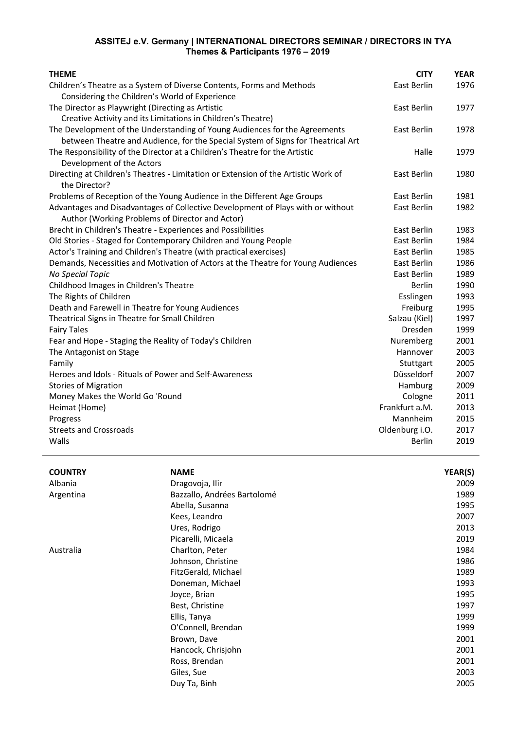**ASSITEJ e.V. Germany | INTERNATIONAL DIRECTORS SEMINAR / DIRECTORS IN TYA**
**Themes & Participants 1976 – 2019**

| THEME | CITY | YEAR |
|---|---|---|
| Children's Theatre as a System of Diverse Contents, Forms and Methods Considering the Children's World of Experience | East Berlin | 1976 |
| The Director as Playwright (Directing as Artistic Creative Activity and its Limitations in Children's Theatre) | East Berlin | 1977 |
| The Development of the Understanding of Young Audiences for the Agreements between Theatre and Audience, for the Special System of Signs for Theatrical Art | East Berlin | 1978 |
| The Responsibility of the Director at a Children's Theatre for the Artistic Development of the Actors | Halle | 1979 |
| Directing at Children's Theatres - Limitation or Extension of the Artistic Work of the Director? | East Berlin | 1980 |
| Problems of Reception of the Young Audience in the Different Age Groups | East Berlin | 1981 |
| Advantages and Disadvantages of Collective Development of Plays with or without Author (Working Problems of Director and Actor) | East Berlin | 1982 |
| Brecht in Children's Theatre - Experiences and Possibilities | East Berlin | 1983 |
| Old Stories - Staged for Contemporary Children and Young People | East Berlin | 1984 |
| Actor's Training and Children's Theatre (with practical exercises) | East Berlin | 1985 |
| Demands, Necessities and Motivation of Actors at the Theatre for Young Audiences | East Berlin | 1986 |
| *No Special Topic* | East Berlin | 1989 |
| Childhood Images in Children's Theatre | Berlin | 1990 |
| The Rights of Children | Esslingen | 1993 |
| Death and Farewell in Theatre for Young Audiences | Freiburg | 1995 |
| Theatrical Signs in Theatre for Small Children | Salzau (Kiel) | 1997 |
| Fairy Tales | Dresden | 1999 |
| Fear and Hope - Staging the Reality of Today's Children | Nuremberg | 2001 |
| The Antagonist on Stage | Hannover | 2003 |
| Family | Stuttgart | 2005 |
| Heroes and Idols - Rituals of Power and Self-Awareness | Düsseldorf | 2007 |
| Stories of Migration | Hamburg | 2009 |
| Money Makes the World Go 'Round | Cologne | 2011 |
| Heimat (Home) | Frankfurt a.M. | 2013 |
| Progress | Mannheim | 2015 |
| Streets and Crossroads | Oldenburg i.O. | 2017 |
| Walls | Berlin | 2019 |

| COUNTRY | NAME | YEAR(S) |
|---|---|---|
| Albania | Dragovoja, Ilir | 2009 |
| Argentina | Bazzallo, Andrées Bartolomé | 1989 |
| | Abella, Susanna | 1995 |
| | Kees, Leandro | 2007 |
| | Ures, Rodrigo | 2013 |
| | Picarelli, Micaela | 2019 |
| Australia | Charlton, Peter | 1984 |
| | Johnson, Christine | 1986 |
| | FitzGerald, Michael | 1989 |
| | Doneman, Michael | 1993 |
| | Joyce, Brian | 1995 |
| | Best, Christine | 1997 |
| | Ellis, Tanya | 1999 |
| | O'Connell, Brendan | 1999 |
| | Brown, Dave | 2001 |
| | Hancock, Chrisjohn | 2001 |
| | Ross, Brendan | 2001 |
| | Giles, Sue | 2003 |
| | Duy Ta, Binh | 2005 |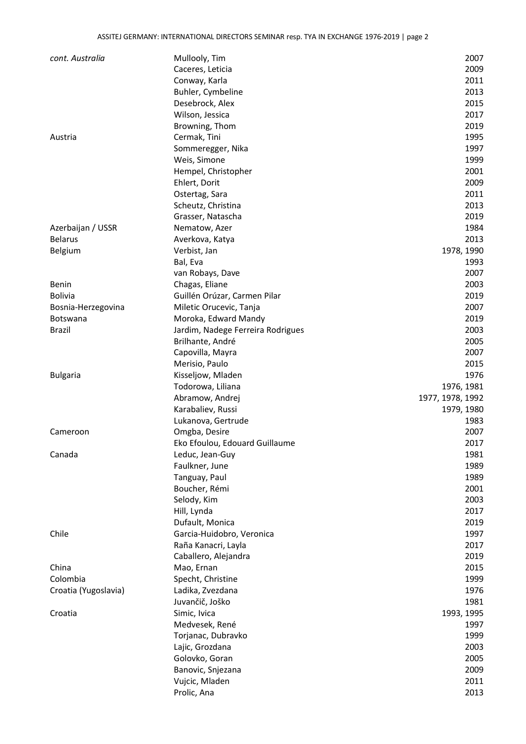| | | |
|---|---|---|
| *cont. Australia* | Mullooly, Tim | 2007 |
| | Caceres, Leticia | 2009 |
| | Conway, Karla | 2011 |
| | Buhler, Cymbeline | 2013 |
| | Desebrock, Alex | 2015 |
| | Wilson, Jessica | 2017 |
| | Browning, Thom | 2019 |
| Austria | Cermak, Tini | 1995 |
| | Sommeregger, Nika | 1997 |
| | Weis, Simone | 1999 |
| | Hempel, Christopher | 2001 |
| | Ehlert, Dorit | 2009 |
| | Ostertag, Sara | 2011 |
| | Scheutz, Christina | 2013 |
| | Grasser, Natascha | 2019 |
| Azerbaijan / USSR | Nematow, Azer | 1984 |
| Belarus | Averkova, Katya | 2013 |
| Belgium | Verbist, Jan | 1978, 1990 |
| | Bal, Eva | 1993 |
| | van Robays, Dave | 2007 |
| Benin | Chagas, Eliane | 2003 |
| Bolivia | Guillén Orúzar, Carmen Pilar | 2019 |
| Bosnia-Herzegovina | Miletic Orucevic, Tanja | 2007 |
| Botswana | Moroka, Edward Mandy | 2019 |
| Brazil | Jardim, Nadege Ferreira Rodrigues | 2003 |
| | Brilhante, André | 2005 |
| | Capovilla, Mayra | 2007 |
| | Merisio, Paulo | 2015 |
| Bulgaria | Kisseljow, Mladen | 1976 |
| | Todorowa, Liliana | 1976, 1981 |
| | Abramow, Andrej | 1977, 1978, 1992 |
| | Karabaliev, Russi | 1979, 1980 |
| | Lukanova, Gertrude | 1983 |
| Cameroon | Omgba, Desire | 2007 |
| | Eko Efoulou, Edouard Guillaume | 2017 |
| Canada | Leduc, Jean-Guy | 1981 |
| | Faulkner, June | 1989 |
| | Tanguay, Paul | 1989 |
| | Boucher, Rémi | 2001 |
| | Selody, Kim | 2003 |
| | Hill, Lynda | 2017 |
| | Dufault, Monica | 2019 |
| Chile | Garcia-Huidobro, Veronica | 1997 |
| | Raña Kanacri, Layla | 2017 |
| | Caballero, Alejandra | 2019 |
| China | Mao, Ernan | 2015 |
| Colombia | Specht, Christine | 1999 |
| Croatia (Yugoslavia) | Ladika, Zvezdana | 1976 |
| | Juvančič, Joško | 1981 |
| Croatia | Simic, Ivica | 1993, 1995 |
| | Medvesek, René | 1997 |
| | Torjanac, Dubravko | 1999 |
| | Lajic, Grozdana | 2003 |
| | Golovko, Goran | 2005 |
| | Banovic, Snjezana | 2009 |
| | Vujcic, Mladen | 2011 |
| | Prolic, Ana | 2013 |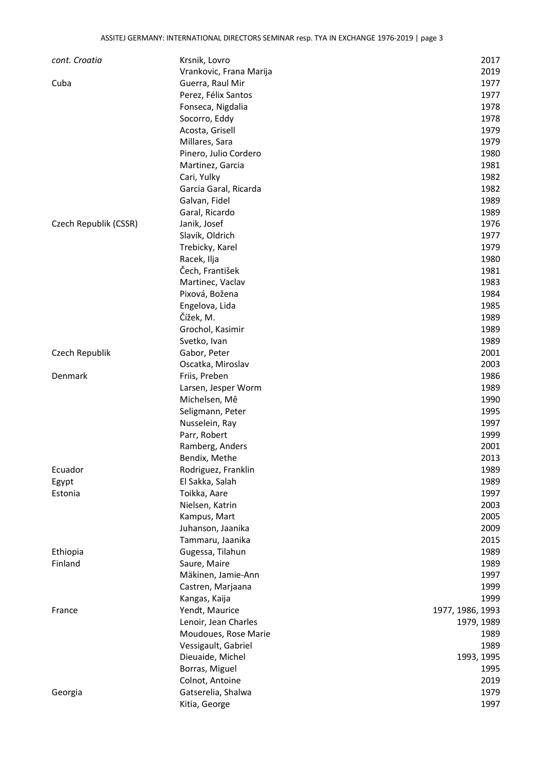| | | |
|---|---|---|
| *cont. Croatia* | Krsnik, Lovro | 2017 |
| | Vrankovic, Frana Marija | 2019 |
| Cuba | Guerra, Raul Mir | 1977 |
| | Perez, Félix Santos | 1977 |
| | Fonseca, Nigdalia | 1978 |
| | Socorro, Eddy | 1978 |
| | Acosta, Grisell | 1979 |
| | Millares, Sara | 1979 |
| | Pinero, Julio Cordero | 1980 |
| | Martinez, Garcia | 1981 |
| | Cari, Yulky | 1982 |
| | Garcia Garal, Ricarda | 1982 |
| | Galvan, Fidel | 1989 |
| | Garal, Ricardo | 1989 |
| Czech Republik (CSSR) | Janik, Josef | 1976 |
| | Slavik, Oldrich | 1977 |
| | Trebicky, Karel | 1979 |
| | Racek, Ilja | 1980 |
| | Čech, František | 1981 |
| | Martinec, Vaclav | 1983 |
| | Pixová, Božena | 1984 |
| | Engelova, Lida | 1985 |
| | Čížek, M. | 1989 |
| | Grochol, Kasimir | 1989 |
| | Svetko, Ivan | 1989 |
| Czech Republik | Gabor, Peter | 2001 |
| | Oscatka, Miroslav | 2003 |
| Denmark | Friis, Preben | 1986 |
| | Larsen, Jesper Worm | 1989 |
| | Michelsen, Mê | 1990 |
| | Seligmann, Peter | 1995 |
| | Nusselein, Ray | 1997 |
| | Parr, Robert | 1999 |
| | Ramberg, Anders | 2001 |
| | Bendix, Methe | 2013 |
| Ecuador | Rodriguez, Franklin | 1989 |
| Egypt | El Sakka, Salah | 1989 |
| Estonia | Toikka, Aare | 1997 |
| | Nielsen, Katrin | 2003 |
| | Kampus, Mart | 2005 |
| | Juhanson, Jaanika | 2009 |
| | Tammaru, Jaanika | 2015 |
| Ethiopia | Gugessa, Tilahun | 1989 |
| Finland | Saure, Maire | 1989 |
| | Mäkinen, Jamie-Ann | 1997 |
| | Castren, Marjaana | 1999 |
| | Kangas, Kaija | 1999 |
| France | Yendt, Maurice | 1977, 1986, 1993 |
| | Lenoir, Jean Charles | 1979, 1989 |
| | Moudoues, Rose Marie | 1989 |
| | Vessigault, Gabriel | 1989 |
| | Dieuaide, Michel | 1993, 1995 |
| | Borras, Miguel | 1995 |
| | Colnot, Antoine | 2019 |
| Georgia | Gatserelia, Shalwa | 1979 |
| | Kitia, George | 1997 |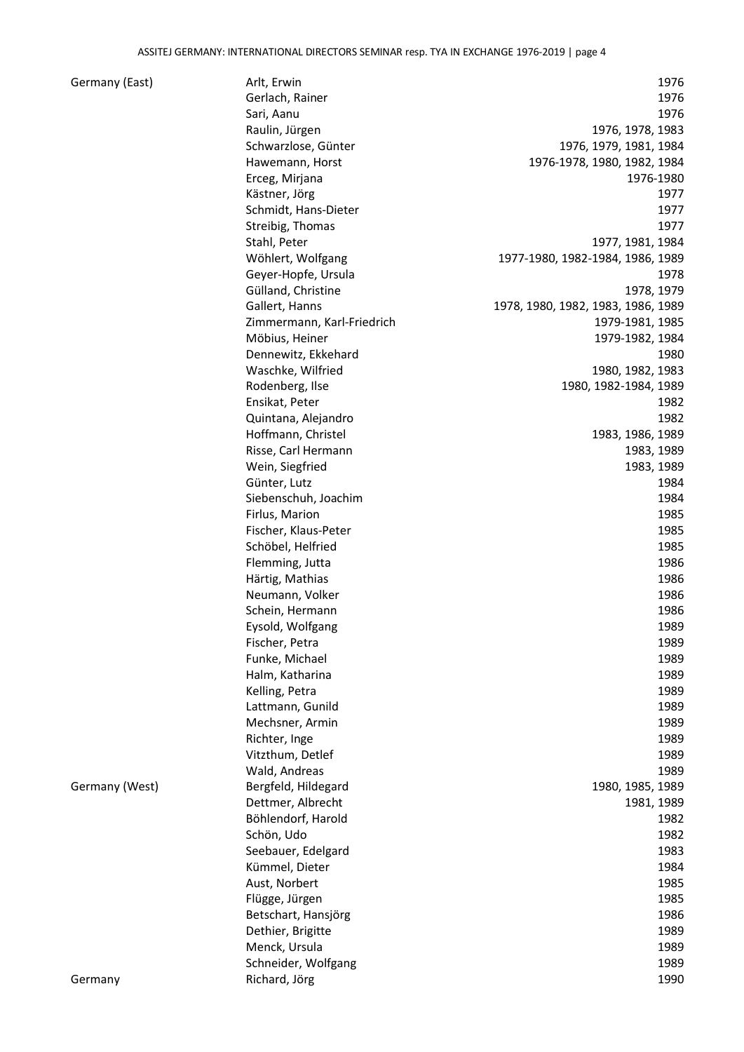| Country | Name | Years |
|---|---|---|
| Germany (East) | Arlt, Erwin | 1976 |
| | Gerlach, Rainer | 1976 |
| | Sari, Aanu | 1976 |
| | Raulin, Jürgen | 1976, 1978, 1983 |
| | Schwarzlose, Günter | 1976, 1979, 1981, 1984 |
| | Hawemann, Horst | 1976-1978, 1980, 1982, 1984 |
| | Erceg, Mirjana | 1976-1980 |
| | Kästner, Jörg | 1977 |
| | Schmidt, Hans-Dieter | 1977 |
| | Streibig, Thomas | 1977 |
| | Stahl, Peter | 1977, 1981, 1984 |
| | Wöhlert, Wolfgang | 1977-1980, 1982-1984, 1986, 1989 |
| | Geyer-Hopfe, Ursula | 1978 |
| | Gülland, Christine | 1978, 1979 |
| | Gallert, Hanns | 1978, 1980, 1982, 1983, 1986, 1989 |
| | Zimmermann, Karl-Friedrich | 1979-1981, 1985 |
| | Möbius, Heiner | 1979-1982, 1984 |
| | Dennewitz, Ekkehard | 1980 |
| | Waschke, Wilfried | 1980, 1982, 1983 |
| | Rodenberg, Ilse | 1980, 1982-1984, 1989 |
| | Ensikat, Peter | 1982 |
| | Quintana, Alejandro | 1982 |
| | Hoffmann, Christel | 1983, 1986, 1989 |
| | Risse, Carl Hermann | 1983, 1989 |
| | Wein, Siegfried | 1983, 1989 |
| | Günter, Lutz | 1984 |
| | Siebenschuh, Joachim | 1984 |
| | Firlus, Marion | 1985 |
| | Fischer, Klaus-Peter | 1985 |
| | Schöbel, Helfried | 1985 |
| | Flemming, Jutta | 1986 |
| | Härtig, Mathias | 1986 |
| | Neumann, Volker | 1986 |
| | Schein, Hermann | 1986 |
| | Eysold, Wolfgang | 1989 |
| | Fischer, Petra | 1989 |
| | Funke, Michael | 1989 |
| | Halm, Katharina | 1989 |
| | Kelling, Petra | 1989 |
| | Lattmann, Gunild | 1989 |
| | Mechsner, Armin | 1989 |
| | Richter, Inge | 1989 |
| | Vitzthum, Detlef | 1989 |
| | Wald, Andreas | 1989 |
| Germany (West) | Bergfeld, Hildegard | 1980, 1985, 1989 |
| | Dettmer, Albrecht | 1981, 1989 |
| | Böhlendorf, Harold | 1982 |
| | Schön, Udo | 1982 |
| | Seebauer, Edelgard | 1983 |
| | Kümmel, Dieter | 1984 |
| | Aust, Norbert | 1985 |
| | Flügge, Jürgen | 1985 |
| | Betschart, Hansjörg | 1986 |
| | Dethier, Brigitte | 1989 |
| | Menck, Ursula | 1989 |
| | Schneider, Wolfgang | 1989 |
| Germany | Richard, Jörg | 1990 |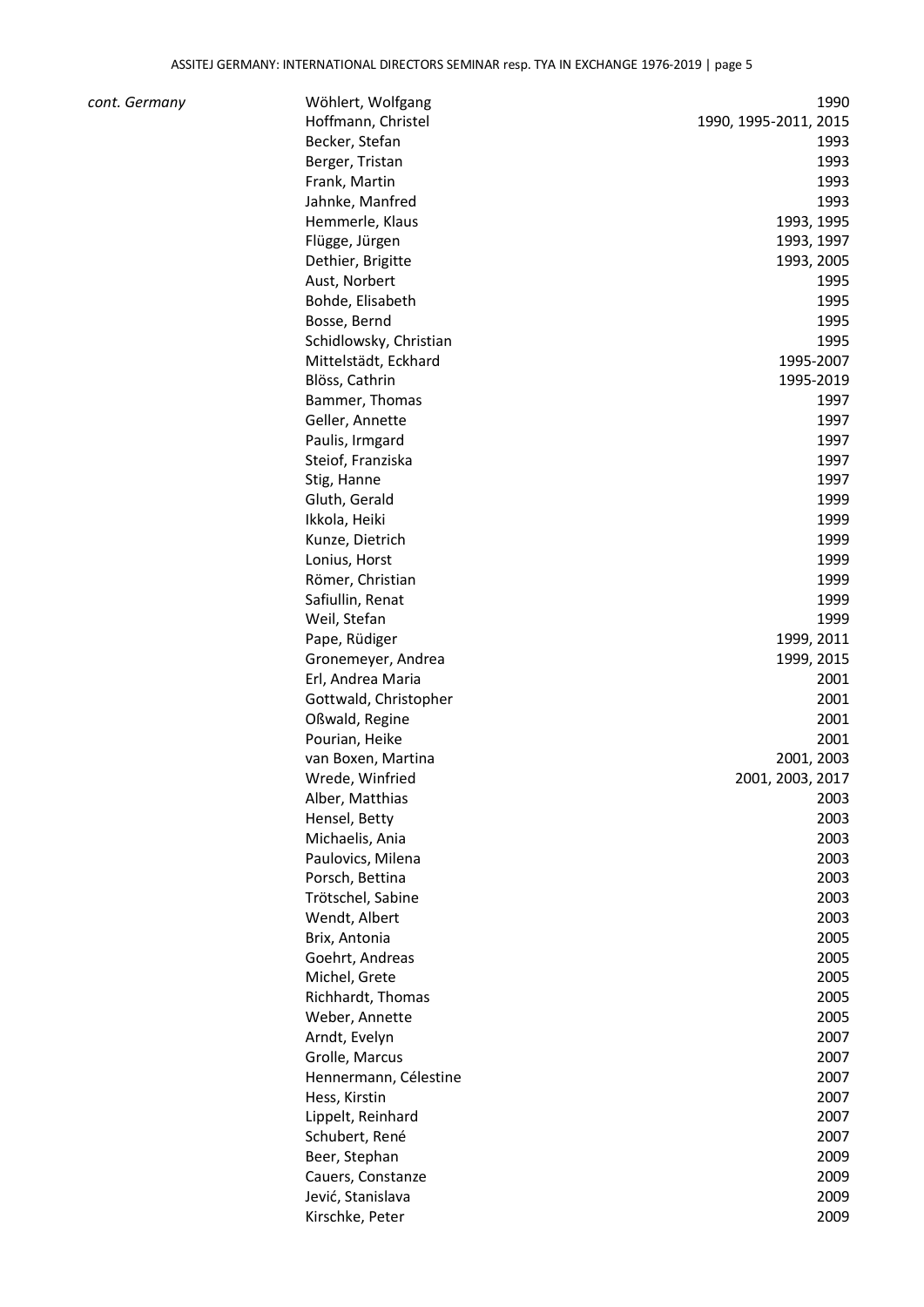| | | |
|---|---|---|
| *cont. Germany* | Wöhlert, Wolfgang | 1990 |
| | Hoffmann, Christel | 1990, 1995-2011, 2015 |
| | Becker, Stefan | 1993 |
| | Berger, Tristan | 1993 |
| | Frank, Martin | 1993 |
| | Jahnke, Manfred | 1993 |
| | Hemmerle, Klaus | 1993, 1995 |
| | Flügge, Jürgen | 1993, 1997 |
| | Dethier, Brigitte | 1993, 2005 |
| | Aust, Norbert | 1995 |
| | Bohde, Elisabeth | 1995 |
| | Bosse, Bernd | 1995 |
| | Schidlowsky, Christian | 1995 |
| | Mittelstädt, Eckhard | 1995-2007 |
| | Blöss, Cathrin | 1995-2019 |
| | Bammer, Thomas | 1997 |
| | Geller, Annette | 1997 |
| | Paulis, Irmgard | 1997 |
| | Steiof, Franziska | 1997 |
| | Stig, Hanne | 1997 |
| | Gluth, Gerald | 1999 |
| | Ikkola, Heiki | 1999 |
| | Kunze, Dietrich | 1999 |
| | Lonius, Horst | 1999 |
| | Römer, Christian | 1999 |
| | Safiullin, Renat | 1999 |
| | Weil, Stefan | 1999 |
| | Pape, Rüdiger | 1999, 2011 |
| | Gronemeyer, Andrea | 1999, 2015 |
| | Erl, Andrea Maria | 2001 |
| | Gottwald, Christopher | 2001 |
| | Oßwald, Regine | 2001 |
| | Pourian, Heike | 2001 |
| | van Boxen, Martina | 2001, 2003 |
| | Wrede, Winfried | 2001, 2003, 2017 |
| | Alber, Matthias | 2003 |
| | Hensel, Betty | 2003 |
| | Michaelis, Ania | 2003 |
| | Paulovics, Milena | 2003 |
| | Porsch, Bettina | 2003 |
| | Trötschel, Sabine | 2003 |
| | Wendt, Albert | 2003 |
| | Brix, Antonia | 2005 |
| | Goehrt, Andreas | 2005 |
| | Michel, Grete | 2005 |
| | Richhardt, Thomas | 2005 |
| | Weber, Annette | 2005 |
| | Arndt, Evelyn | 2007 |
| | Grolle, Marcus | 2007 |
| | Hennermann, Célestine | 2007 |
| | Hess, Kirstin | 2007 |
| | Lippelt, Reinhard | 2007 |
| | Schubert, René | 2007 |
| | Beer, Stephan | 2009 |
| | Cauers, Constanze | 2009 |
| | Jević, Stanislava | 2009 |
| | Kirschke, Peter | 2009 |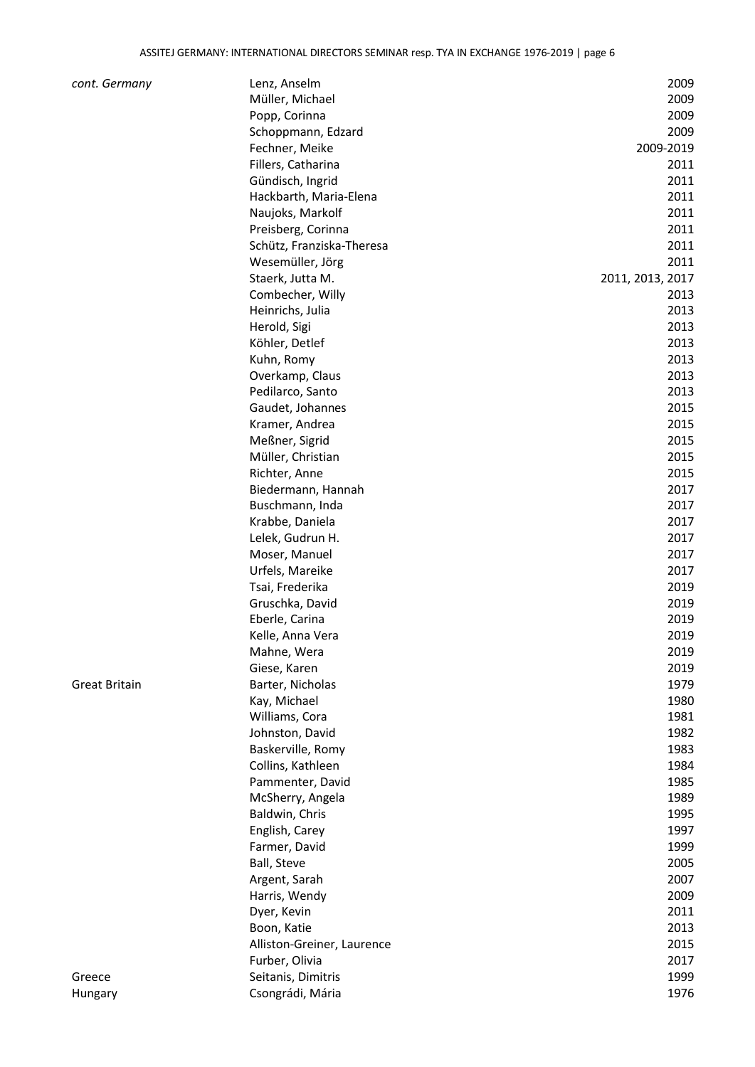| | | |
|---|---|---|
| *cont. Germany* | Lenz, Anselm | 2009 |
| | Müller, Michael | 2009 |
| | Popp, Corinna | 2009 |
| | Schoppmann, Edzard | 2009 |
| | Fechner, Meike | 2009-2019 |
| | Fillers, Catharina | 2011 |
| | Gündisch, Ingrid | 2011 |
| | Hackbarth, Maria-Elena | 2011 |
| | Naujoks, Markolf | 2011 |
| | Preisberg, Corinna | 2011 |
| | Schütz, Franziska-Theresa | 2011 |
| | Wesemüller, Jörg | 2011 |
| | Staerk, Jutta M. | 2011, 2013, 2017 |
| | Combecher, Willy | 2013 |
| | Heinrichs, Julia | 2013 |
| | Herold, Sigi | 2013 |
| | Köhler, Detlef | 2013 |
| | Kuhn, Romy | 2013 |
| | Overkamp, Claus | 2013 |
| | Pedilarco, Santo | 2013 |
| | Gaudet, Johannes | 2015 |
| | Kramer, Andrea | 2015 |
| | Meßner, Sigrid | 2015 |
| | Müller, Christian | 2015 |
| | Richter, Anne | 2015 |
| | Biedermann, Hannah | 2017 |
| | Buschmann, Inda | 2017 |
| | Krabbe, Daniela | 2017 |
| | Lelek, Gudrun H. | 2017 |
| | Moser, Manuel | 2017 |
| | Urfels, Mareike | 2017 |
| | Tsai, Frederika | 2019 |
| | Gruschka, David | 2019 |
| | Eberle, Carina | 2019 |
| | Kelle, Anna Vera | 2019 |
| | Mahne, Wera | 2019 |
| | Giese, Karen | 2019 |
| Great Britain | Barter, Nicholas | 1979 |
| | Kay, Michael | 1980 |
| | Williams, Cora | 1981 |
| | Johnston, David | 1982 |
| | Baskerville, Romy | 1983 |
| | Collins, Kathleen | 1984 |
| | Pammenter, David | 1985 |
| | McSherry, Angela | 1989 |
| | Baldwin, Chris | 1995 |
| | English, Carey | 1997 |
| | Farmer, David | 1999 |
| | Ball, Steve | 2005 |
| | Argent, Sarah | 2007 |
| | Harris, Wendy | 2009 |
| | Dyer, Kevin | 2011 |
| | Boon, Katie | 2013 |
| | Alliston-Greiner, Laurence | 2015 |
| | Furber, Olivia | 2017 |
| Greece | Seitanis, Dimitris | 1999 |
| Hungary | Csongrádi, Mária | 1976 |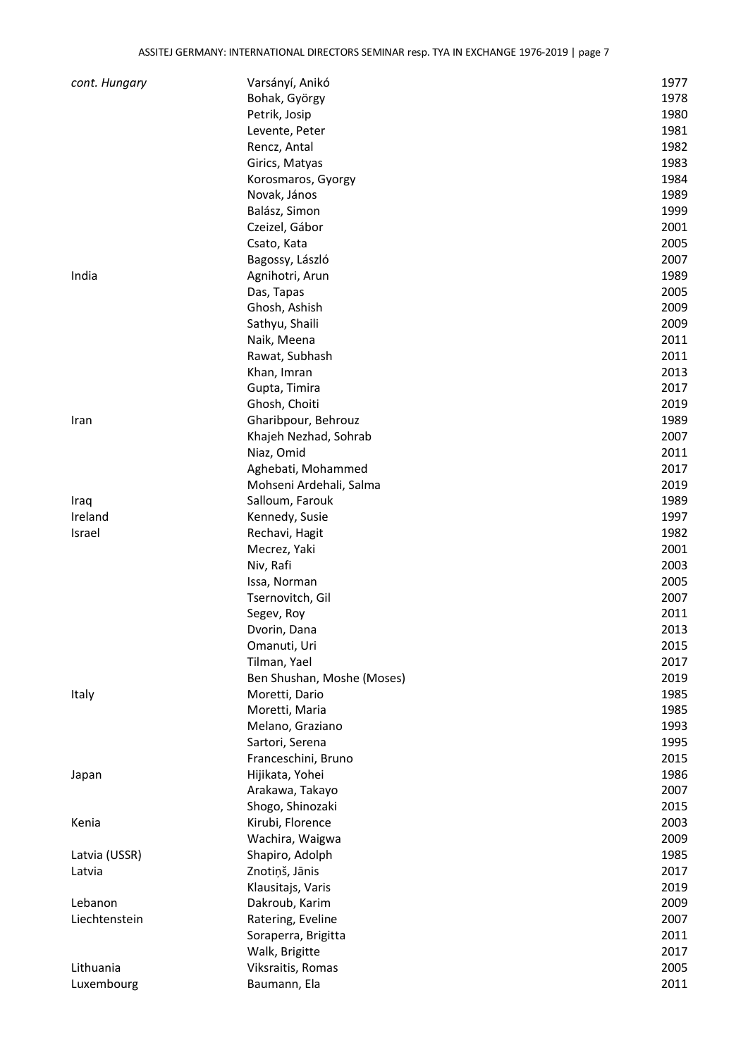| | | |
|---|---|---|
| *cont. Hungary* | Varsányí, Anikó | 1977 |
| | Bohak, György | 1978 |
| | Petrik, Josip | 1980 |
| | Levente, Peter | 1981 |
| | Rencz, Antal | 1982 |
| | Girics, Matyas | 1983 |
| | Korosmaros, Gyorgy | 1984 |
| | Novak, János | 1989 |
| | Balász, Simon | 1999 |
| | Czeizel, Gábor | 2001 |
| | Csato, Kata | 2005 |
| | Bagossy, László | 2007 |
| India | Agnihotri, Arun | 1989 |
| | Das, Tapas | 2005 |
| | Ghosh, Ashish | 2009 |
| | Sathyu, Shaili | 2009 |
| | Naik, Meena | 2011 |
| | Rawat, Subhash | 2011 |
| | Khan, Imran | 2013 |
| | Gupta, Timira | 2017 |
| | Ghosh, Choiti | 2019 |
| Iran | Gharibpour, Behrouz | 1989 |
| | Khajeh Nezhad, Sohrab | 2007 |
| | Niaz, Omid | 2011 |
| | Aghebati, Mohammed | 2017 |
| | Mohseni Ardehali, Salma | 2019 |
| Iraq | Salloum, Farouk | 1989 |
| Ireland | Kennedy, Susie | 1997 |
| Israel | Rechavi, Hagit | 1982 |
| | Mecrez, Yaki | 2001 |
| | Niv, Rafi | 2003 |
| | Issa, Norman | 2005 |
| | Tsernovitch, Gil | 2007 |
| | Segev, Roy | 2011 |
| | Dvorin, Dana | 2013 |
| | Omanuti, Uri | 2015 |
| | Tilman, Yael | 2017 |
| | Ben Shushan, Moshe (Moses) | 2019 |
| Italy | Moretti, Dario | 1985 |
| | Moretti, Maria | 1985 |
| | Melano, Graziano | 1993 |
| | Sartori, Serena | 1995 |
| | Franceschini, Bruno | 2015 |
| Japan | Hijikata, Yohei | 1986 |
| | Arakawa, Takayo | 2007 |
| | Shogo, Shinozaki | 2015 |
| Kenia | Kirubi, Florence | 2003 |
| | Wachira, Waigwa | 2009 |
| Latvia (USSR) | Shapiro, Adolph | 1985 |
| Latvia | Znotiņš, Jānis | 2017 |
| | Klausitajs, Varis | 2019 |
| Lebanon | Dakroub, Karim | 2009 |
| Liechtenstein | Ratering, Eveline | 2007 |
| | Soraperra, Brigitta | 2011 |
| | Walk, Brigitte | 2017 |
| Lithuania | Viksraitis, Romas | 2005 |
| Luxembourg | Baumann, Ela | 2011 |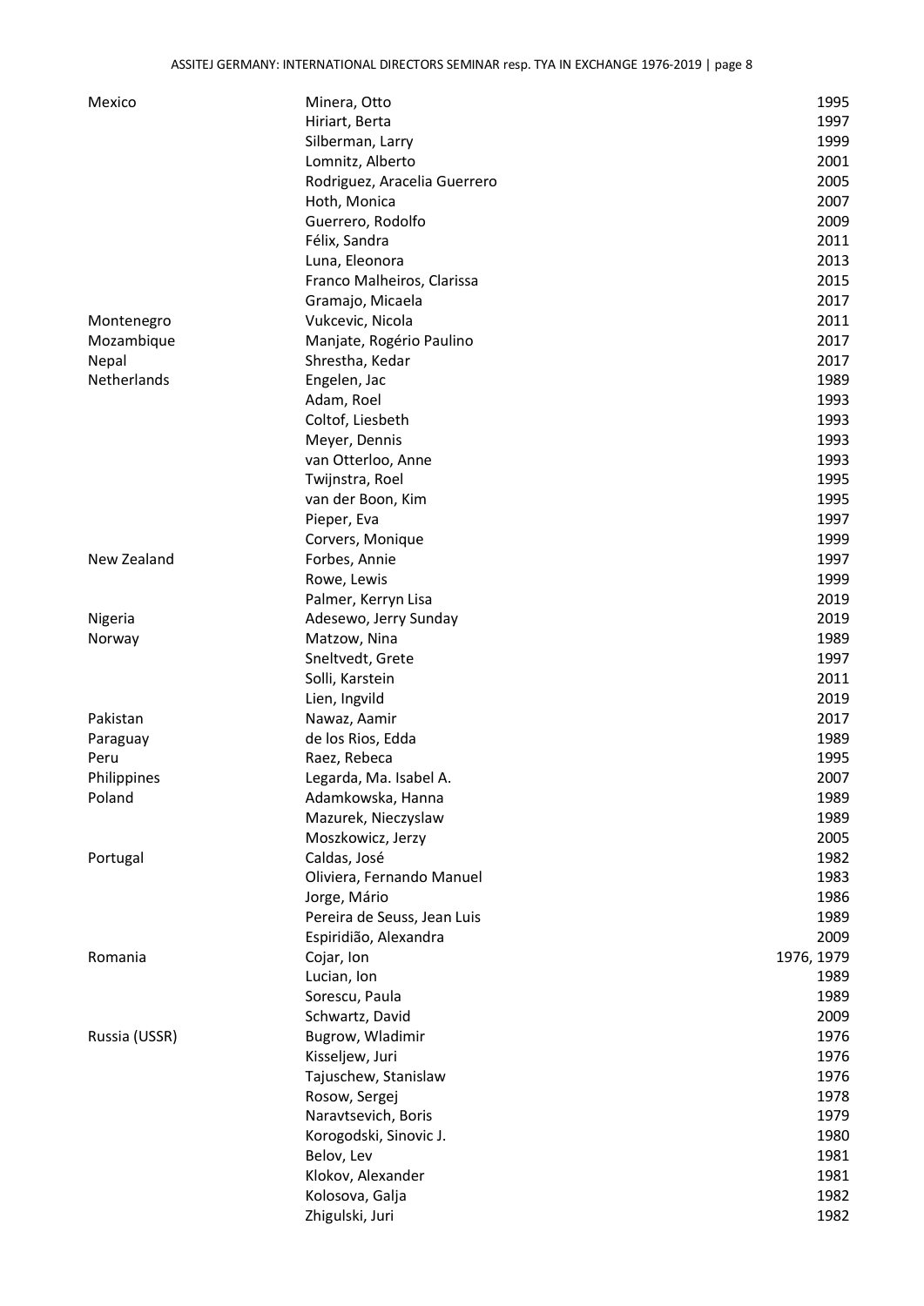| | | |
|---|---|---|
| Mexico | Minera, Otto | 1995 |
| | Hiriart, Berta | 1997 |
| | Silberman, Larry | 1999 |
| | Lomnitz, Alberto | 2001 |
| | Rodriguez, Aracelia Guerrero | 2005 |
| | Hoth, Monica | 2007 |
| | Guerrero, Rodolfo | 2009 |
| | Félix, Sandra | 2011 |
| | Luna, Eleonora | 2013 |
| | Franco Malheiros, Clarissa | 2015 |
| | Gramajo, Micaela | 2017 |
| Montenegro | Vukcevic, Nicola | 2011 |
| Mozambique | Manjate, Rogério Paulino | 2017 |
| Nepal | Shrestha, Kedar | 2017 |
| Netherlands | Engelen, Jac | 1989 |
| | Adam, Roel | 1993 |
| | Coltof, Liesbeth | 1993 |
| | Meyer, Dennis | 1993 |
| | van Otterloo, Anne | 1993 |
| | Twijnstra, Roel | 1995 |
| | van der Boon, Kim | 1995 |
| | Pieper, Eva | 1997 |
| | Corvers, Monique | 1999 |
| New Zealand | Forbes, Annie | 1997 |
| | Rowe, Lewis | 1999 |
| | Palmer, Kerryn Lisa | 2019 |
| Nigeria | Adesewo, Jerry Sunday | 2019 |
| Norway | Matzow, Nina | 1989 |
| | Sneltvedt, Grete | 1997 |
| | Solli, Karstein | 2011 |
| | Lien, Ingvild | 2019 |
| Pakistan | Nawaz, Aamir | 2017 |
| Paraguay | de los Rios, Edda | 1989 |
| Peru | Raez, Rebeca | 1995 |
| Philippines | Legarda, Ma. Isabel A. | 2007 |
| Poland | Adamkowska, Hanna | 1989 |
| | Mazurek, Nieczyslaw | 1989 |
| | Moszkowicz, Jerzy | 2005 |
| Portugal | Caldas, José | 1982 |
| | Oliviera, Fernando Manuel | 1983 |
| | Jorge, Mário | 1986 |
| | Pereira de Seuss, Jean Luis | 1989 |
| | Espiridião, Alexandra | 2009 |
| Romania | Cojar, Ion | 1976, 1979 |
| | Lucian, Ion | 1989 |
| | Sorescu, Paula | 1989 |
| | Schwartz, David | 2009 |
| Russia (USSR) | Bugrow, Wladimir | 1976 |
| | Kisseljew, Juri | 1976 |
| | Tajuschew, Stanislaw | 1976 |
| | Rosow, Sergej | 1978 |
| | Naravtsevich, Boris | 1979 |
| | Korogodski, Sinovic J. | 1980 |
| | Belov, Lev | 1981 |
| | Klokov, Alexander | 1981 |
| | Kolosova, Galja | 1982 |
| | Zhigulski, Juri | 1982 |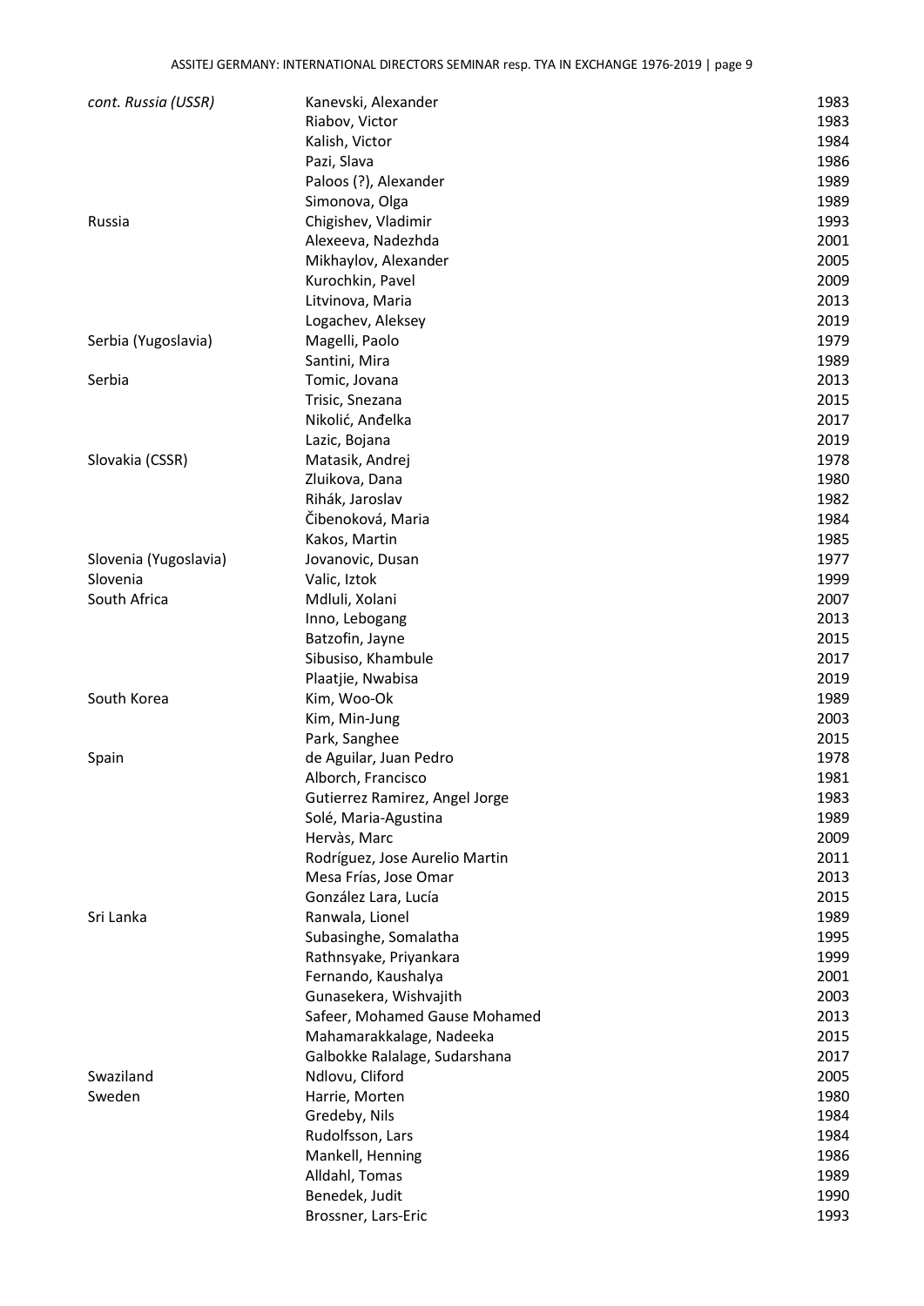| | | |
|---|---|---|
| *cont. Russia (USSR)* | Kanevski, Alexander | 1983 |
| | Riabov, Victor | 1983 |
| | Kalish, Victor | 1984 |
| | Pazi, Slava | 1986 |
| | Paloos (?), Alexander | 1989 |
| | Simonova, Olga | 1989 |
| Russia | Chigishev, Vladimir | 1993 |
| | Alexeeva, Nadezhda | 2001 |
| | Mikhaylov, Alexander | 2005 |
| | Kurochkin, Pavel | 2009 |
| | Litvinova, Maria | 2013 |
| | Logachev, Aleksey | 2019 |
| Serbia (Yugoslavia) | Magelli, Paolo | 1979 |
| | Santini, Mira | 1989 |
| Serbia | Tomic, Jovana | 2013 |
| | Trisic, Snezana | 2015 |
| | Nikolić, Anđelka | 2017 |
| | Lazic, Bojana | 2019 |
| Slovakia (CSSR) | Matasik, Andrej | 1978 |
| | Zluikova, Dana | 1980 |
| | Rihák, Jaroslav | 1982 |
| | Čibenoková, Maria | 1984 |
| | Kakos, Martin | 1985 |
| Slovenia (Yugoslavia) | Jovanovic, Dusan | 1977 |
| Slovenia | Valic, Iztok | 1999 |
| South Africa | Mdluli, Xolani | 2007 |
| | Inno, Lebogang | 2013 |
| | Batzofin, Jayne | 2015 |
| | Sibusiso, Khambule | 2017 |
| | Plaatjie, Nwabisa | 2019 |
| South Korea | Kim, Woo-Ok | 1989 |
| | Kim, Min-Jung | 2003 |
| | Park, Sanghee | 2015 |
| Spain | de Aguilar, Juan Pedro | 1978 |
| | Alborch, Francisco | 1981 |
| | Gutierrez Ramirez, Angel Jorge | 1983 |
| | Solé, Maria-Agustina | 1989 |
| | Hervàs, Marc | 2009 |
| | Rodríguez, Jose Aurelio Martin | 2011 |
| | Mesa Frías, Jose Omar | 2013 |
| | González Lara, Lucía | 2015 |
| Sri Lanka | Ranwala, Lionel | 1989 |
| | Subasinghe, Somalatha | 1995 |
| | Rathnsyake, Priyankara | 1999 |
| | Fernando, Kaushalya | 2001 |
| | Gunasekera, Wishvajith | 2003 |
| | Safeer, Mohamed Gause Mohamed | 2013 |
| | Mahamarakkalage, Nadeeka | 2015 |
| | Galbokke Ralalage, Sudarshana | 2017 |
| Swaziland | Ndlovu, Cliford | 2005 |
| Sweden | Harrie, Morten | 1980 |
| | Gredeby, Nils | 1984 |
| | Rudolfsson, Lars | 1984 |
| | Mankell, Henning | 1986 |
| | Alldahl, Tomas | 1989 |
| | Benedek, Judit | 1990 |
| | Brossner, Lars-Eric | 1993 |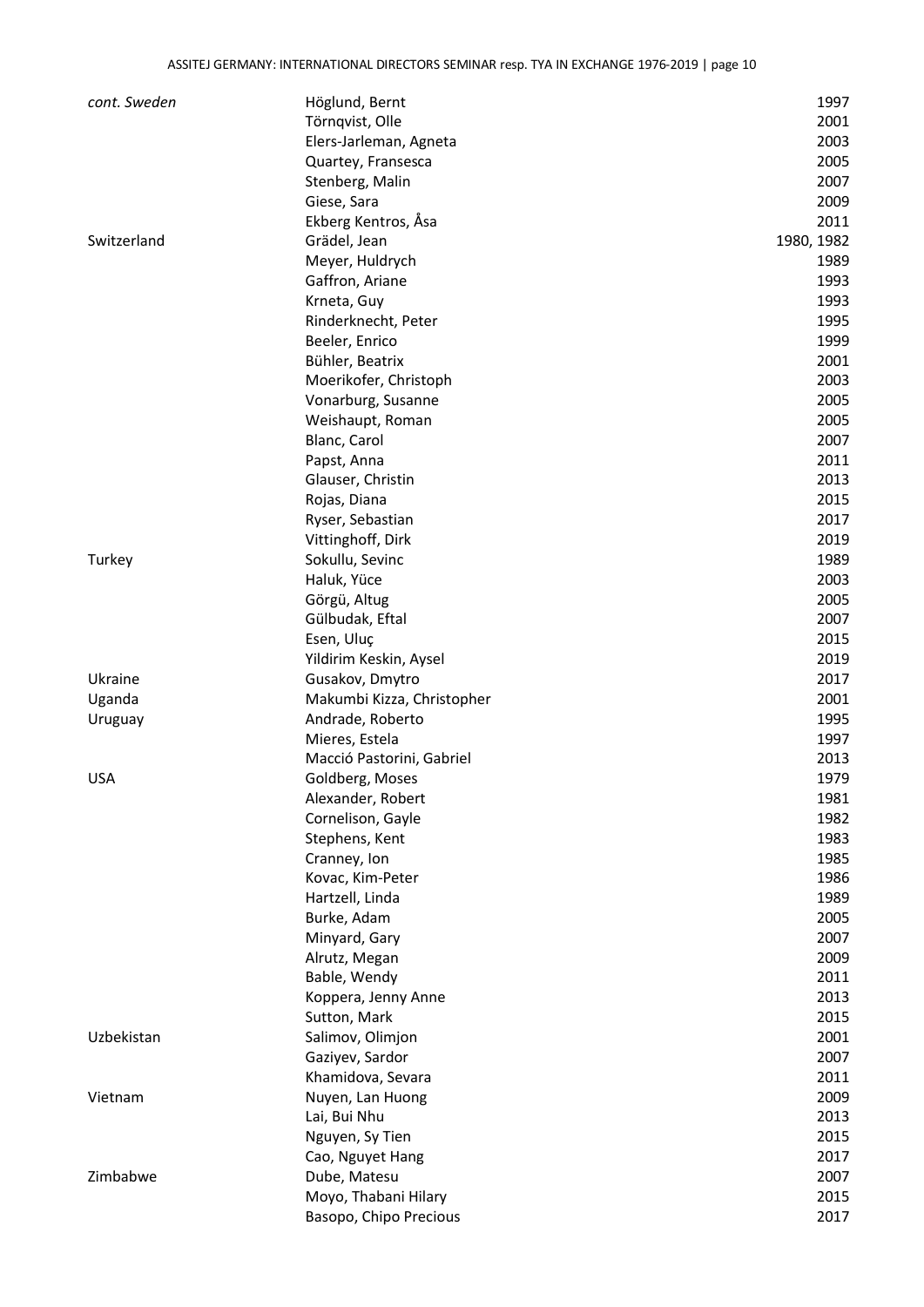| | | |
|---|---|---|
| *cont. Sweden* | Höglund, Bernt | 1997 |
| | Törnqvist, Olle | 2001 |
| | Elers-Jarleman, Agneta | 2003 |
| | Quartey, Fransesca | 2005 |
| | Stenberg, Malin | 2007 |
| | Giese, Sara | 2009 |
| | Ekberg Kentros, Åsa | 2011 |
| Switzerland | Grädel, Jean | 1980, 1982 |
| | Meyer, Huldrych | 1989 |
| | Gaffron, Ariane | 1993 |
| | Krneta, Guy | 1993 |
| | Rinderknecht, Peter | 1995 |
| | Beeler, Enrico | 1999 |
| | Bühler, Beatrix | 2001 |
| | Moerikofer, Christoph | 2003 |
| | Vonarburg, Susanne | 2005 |
| | Weishaupt, Roman | 2005 |
| | Blanc, Carol | 2007 |
| | Papst, Anna | 2011 |
| | Glauser, Christin | 2013 |
| | Rojas, Diana | 2015 |
| | Ryser, Sebastian | 2017 |
| | Vittinghoff, Dirk | 2019 |
| Turkey | Sokullu, Sevinc | 1989 |
| | Haluk, Yüce | 2003 |
| | Görgü, Altug | 2005 |
| | Gülbudak, Eftal | 2007 |
| | Esen, Uluç | 2015 |
| | Yildirim Keskin, Aysel | 2019 |
| Ukraine | Gusakov, Dmytro | 2017 |
| Uganda | Makumbi Kizza, Christopher | 2001 |
| Uruguay | Andrade, Roberto | 1995 |
| | Mieres, Estela | 1997 |
| | Macció Pastorini, Gabriel | 2013 |
| USA | Goldberg, Moses | 1979 |
| | Alexander, Robert | 1981 |
| | Cornelison, Gayle | 1982 |
| | Stephens, Kent | 1983 |
| | Cranney, Ion | 1985 |
| | Kovac, Kim-Peter | 1986 |
| | Hartzell, Linda | 1989 |
| | Burke, Adam | 2005 |
| | Minyard, Gary | 2007 |
| | Alrutz, Megan | 2009 |
| | Bable, Wendy | 2011 |
| | Koppera, Jenny Anne | 2013 |
| | Sutton, Mark | 2015 |
| Uzbekistan | Salimov, Olimjon | 2001 |
| | Gaziyev, Sardor | 2007 |
| | Khamidova, Sevara | 2011 |
| Vietnam | Nuyen, Lan Huong | 2009 |
| | Lai, Bui Nhu | 2013 |
| | Nguyen, Sy Tien | 2015 |
| | Cao, Nguyet Hang | 2017 |
| Zimbabwe | Dube, Matesu | 2007 |
| | Moyo, Thabani Hilary | 2015 |
| | Basopo, Chipo Precious | 2017 |